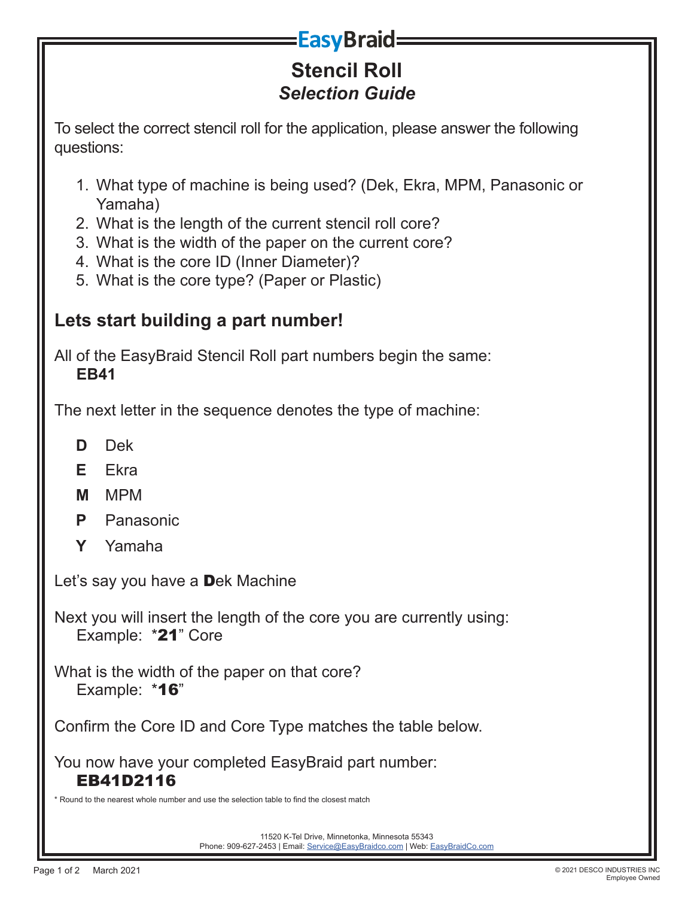# EasyBraid

## Stencil Roll

### *Selection Guide*

To select the correct stencil roll for the application, please answer the following questions:

1. What type of machine is being used? (Dek, Ekra, MPM, Panasonic or Yamaha)
2. What is the length of the current stencil roll core?
3. What is the width of the paper on the current core?
4. What is the core ID (Inner Diameter)?
5. What is the core type? (Paper or Plastic)

## Lets start building a part number!

All of the EasyBraid Stencil Roll part numbers begin the same:
**EB41**

The next letter in the sequence denotes the type of machine:

- **D** Dek
- **E** Ekra
- **M** MPM
- **P** Panasonic
- **Y** Yamaha

Let's say you have a **D**ek Machine

Next you will insert the length of the core you are currently using:
Example: \***21**" Core

What is the width of the paper on that core?
Example: \***16**"

Confirm the Core ID and Core Type matches the table below.

You now have your completed EasyBraid part number:
**EB41D2116**

\* Round to the nearest whole number and use the selection table to find the closest match

11520 K-Tel Drive, Minnetonka, Minnesota 55343
Phone: 909-627-2453 | Email: Service@EasyBraidco.com | Web: EasyBraidCo.com

March 2021

© 2021 DESCO INDUSTRIES INC
Employee Owned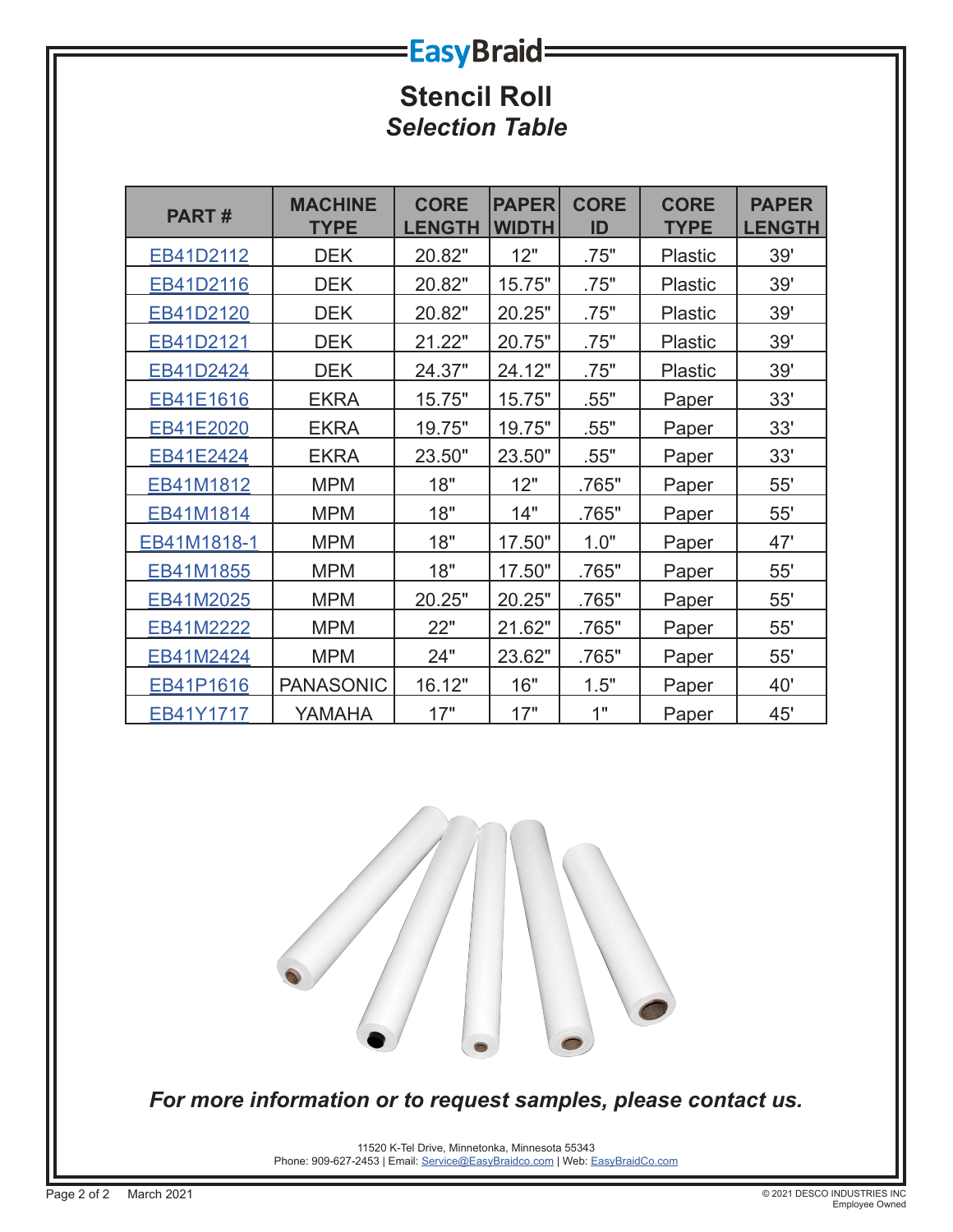# EasyBraid

## Stencil Roll

### *Selection Table*

| PART # | MACHINE TYPE | CORE LENGTH | PAPER WIDTH | CORE ID | CORE TYPE | PAPER LENGTH |
|---|---|---|---|---|---|---|
| EB41D2112 | DEK | 20.82" | 12" | .75" | Plastic | 39' |
| EB41D2116 | DEK | 20.82" | 15.75" | .75" | Plastic | 39' |
| EB41D2120 | DEK | 20.82" | 20.25" | .75" | Plastic | 39' |
| EB41D2121 | DEK | 21.22" | 20.75" | .75" | Plastic | 39' |
| EB41D2424 | DEK | 24.37" | 24.12" | .75" | Plastic | 39' |
| EB41E1616 | EKRA | 15.75" | 15.75" | .55" | Paper | 33' |
| EB41E2020 | EKRA | 19.75" | 19.75" | .55" | Paper | 33' |
| EB41E2424 | EKRA | 23.50" | 23.50" | .55" | Paper | 33' |
| EB41M1812 | MPM | 18" | 12" | .765" | Paper | 55' |
| EB41M1814 | MPM | 18" | 14" | .765" | Paper | 55' |
| EB41M1818-1 | MPM | 18" | 17.50" | 1.0" | Paper | 47' |
| EB41M1855 | MPM | 18" | 17.50" | .765" | Paper | 55' |
| EB41M2025 | MPM | 20.25" | 20.25" | .765" | Paper | 55' |
| EB41M2222 | MPM | 22" | 21.62" | .765" | Paper | 55' |
| EB41M2424 | MPM | 24" | 23.62" | .765" | Paper | 55' |
| EB41P1616 | PANASONIC | 16.12" | 16" | 1.5" | Paper | 40' |
| EB41Y1717 | YAMAHA | 17" | 17" | 1" | Paper | 45' |

***For more information or to request samples, please contact us.***

11520 K-Tel Drive, Minnetonka, Minnesota 55343
Phone: 909-627-2453 | Email: Service@EasyBraidco.com | Web: EasyBraidCo.com

March 2021

© 2021 DESCO INDUSTRIES INC
Employee Owned